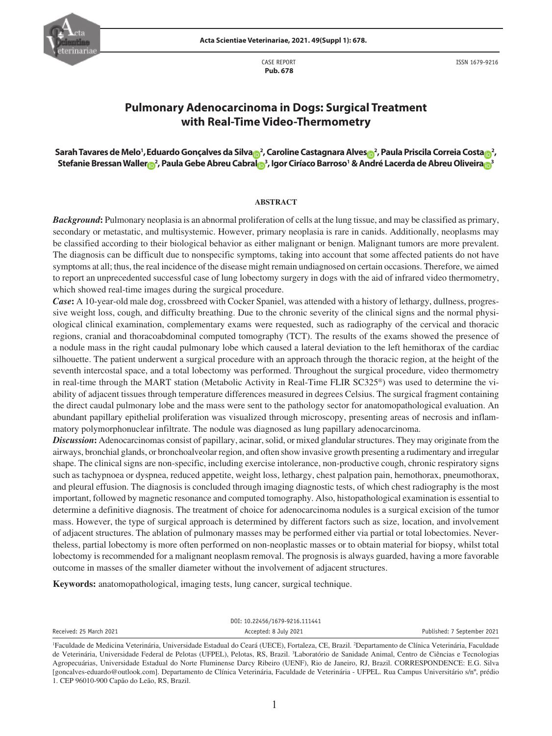CASE REPORT
**Pub. 678**

ISSN 1679-9216

# Pulmonary Adenocarcinoma in Dogs: Surgical Treatment with Real-Time Video-Thermometry

**Sarah Tavares de Melo[1], Eduardo Gonçalves da Silva[2], Caroline Castagnara Alves[2], Paula Priscila Correia Costa[2], Stefanie Bressan Waller[2], Paula Gebe Abreu Cabral[3], Igor Círiaco Barroso[1] & André Lacerda de Abreu Oliveira[3]**

## ABSTRACT

***Background*:** Pulmonary neoplasia is an abnormal proliferation of cells at the lung tissue, and may be classified as primary, secondary or metastatic, and multisystemic. However, primary neoplasia is rare in canids. Additionally, neoplasms may be classified according to their biological behavior as either malignant or benign. Malignant tumors are more prevalent. The diagnosis can be difficult due to nonspecific symptoms, taking into account that some affected patients do not have symptoms at all; thus, the real incidence of the disease might remain undiagnosed on certain occasions. Therefore, we aimed to report an unprecedented successful case of lung lobectomy surgery in dogs with the aid of infrared video thermometry, which showed real-time images during the surgical procedure.

***Case*:** A 10-year-old male dog, crossbreed with Cocker Spaniel, was attended with a history of lethargy, dullness, progressive weight loss, cough, and difficulty breathing. Due to the chronic severity of the clinical signs and the normal physiological clinical examination, complementary exams were requested, such as radiography of the cervical and thoracic regions, cranial and thoracoabdominal computed tomography (TCT). The results of the exams showed the presence of a nodule mass in the right caudal pulmonary lobe which caused a lateral deviation to the left hemithorax of the cardiac silhouette. The patient underwent a surgical procedure with an approach through the thoracic region, at the height of the seventh intercostal space, and a total lobectomy was performed. Throughout the surgical procedure, video thermometry in real-time through the MART station (Metabolic Activity in Real-Time FLIR SC325®) was used to determine the viability of adjacent tissues through temperature differences measured in degrees Celsius. The surgical fragment containing the direct caudal pulmonary lobe and the mass were sent to the pathology sector for anatomopathological evaluation. An abundant papillary epithelial proliferation was visualized through microscopy, presenting areas of necrosis and inflammatory polymorphonuclear infiltrate. The nodule was diagnosed as lung papillary adenocarcinoma.

***Discussion*:** Adenocarcinomas consist of papillary, acinar, solid, or mixed glandular structures. They may originate from the airways, bronchial glands, or bronchoalveolar region, and often show invasive growth presenting a rudimentary and irregular shape. The clinical signs are non-specific, including exercise intolerance, non-productive cough, chronic respiratory signs such as tachypnoea or dyspnea, reduced appetite, weight loss, lethargy, chest palpation pain, hemothorax, pneumothorax, and pleural effusion. The diagnosis is concluded through imaging diagnostic tests, of which chest radiography is the most important, followed by magnetic resonance and computed tomography. Also, histopathological examination is essential to determine a definitive diagnosis. The treatment of choice for adenocarcinoma nodules is a surgical excision of the tumor mass. However, the type of surgical approach is determined by different factors such as size, location, and involvement of adjacent structures. The ablation of pulmonary masses may be performed either via partial or total lobectomies. Nevertheless, partial lobectomy is more often performed on non-neoplastic masses or to obtain material for biopsy, whilst total lobectomy is recommended for a malignant neoplasm removal. The prognosis is always guarded, having a more favorable outcome in masses of the smaller diameter without the involvement of adjacent structures.

**Keywords:** anatomopathological, imaging tests, lung cancer, surgical technique.

DOI: 10.22456/1679-9216.111441

Received: 25 March 2021 | Accepted: 8 July 2021 | Published: 7 September 2021

[1]Faculdade de Medicina Veterinária, Universidade Estadual do Ceará (UECE), Fortaleza, CE, Brazil. [2]Departamento de Clínica Veterinária, Faculdade de Veterinária, Universidade Federal de Pelotas (UFPEL), Pelotas, RS, Brazil. [3]Laboratório de Sanidade Animal, Centro de Ciências e Tecnologias Agropecuárias, Universidade Estadual do Norte Fluminense Darcy Ribeiro (UENF), Rio de Janeiro, RJ, Brazil. CORRESPONDENCE: E.G. Silva [goncalves-eduardo@outlook.com]. Departamento de Clínica Veterinária, Faculdade de Veterinária - UFPEL. Rua Campus Universitário s/nº, prédio 1. CEP 96010-900 Capão do Leão, RS, Brazil.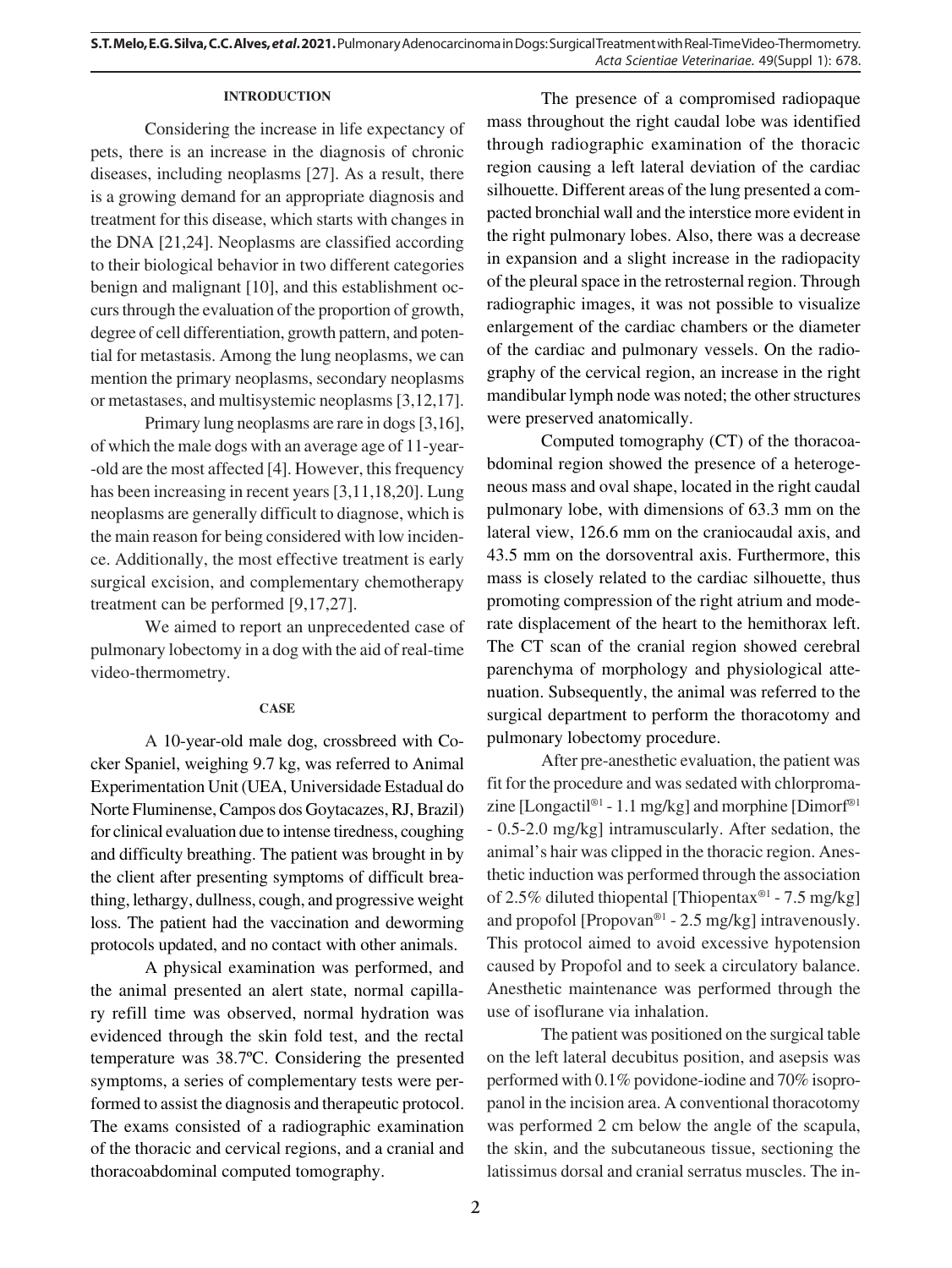## INTRODUCTION

Considering the increase in life expectancy of pets, there is an increase in the diagnosis of chronic diseases, including neoplasms [27]. As a result, there is a growing demand for an appropriate diagnosis and treatment for this disease, which starts with changes in the DNA [21,24]. Neoplasms are classified according to their biological behavior in two different categories benign and malignant [10], and this establishment occurs through the evaluation of the proportion of growth, degree of cell differentiation, growth pattern, and potential for metastasis. Among the lung neoplasms, we can mention the primary neoplasms, secondary neoplasms or metastases, and multisystemic neoplasms [3,12,17].

Primary lung neoplasms are rare in dogs [3,16], of which the male dogs with an average age of 11-year-old are the most affected [4]. However, this frequency has been increasing in recent years [3,11,18,20]. Lung neoplasms are generally difficult to diagnose, which is the main reason for being considered with low incidence. Additionally, the most effective treatment is early surgical excision, and complementary chemotherapy treatment can be performed [9,17,27].

We aimed to report an unprecedented case of pulmonary lobectomy in a dog with the aid of real-time video-thermometry.

## CASE

A 10-year-old male dog, crossbreed with Cocker Spaniel, weighing 9.7 kg, was referred to Animal Experimentation Unit (UEA, Universidade Estadual do Norte Fluminense, Campos dos Goytacazes, RJ, Brazil) for clinical evaluation due to intense tiredness, coughing and difficulty breathing. The patient was brought in by the client after presenting symptoms of difficult breathing, lethargy, dullness, cough, and progressive weight loss. The patient had the vaccination and deworming protocols updated, and no contact with other animals.

A physical examination was performed, and the animal presented an alert state, normal capillary refill time was observed, normal hydration was evidenced through the skin fold test, and the rectal temperature was 38.7ºC. Considering the presented symptoms, a series of complementary tests were performed to assist the diagnosis and therapeutic protocol. The exams consisted of a radiographic examination of the thoracic and cervical regions, and a cranial and thoracoabdominal computed tomography.

The presence of a compromised radiopaque mass throughout the right caudal lobe was identified through radiographic examination of the thoracic region causing a left lateral deviation of the cardiac silhouette. Different areas of the lung presented a compacted bronchial wall and the interstice more evident in the right pulmonary lobes. Also, there was a decrease in expansion and a slight increase in the radiopacity of the pleural space in the retrosternal region. Through radiographic images, it was not possible to visualize enlargement of the cardiac chambers or the diameter of the cardiac and pulmonary vessels. On the radiography of the cervical region, an increase in the right mandibular lymph node was noted; the other structures were preserved anatomically.

Computed tomography (CT) of the thoracoabdominal region showed the presence of a heterogeneous mass and oval shape, located in the right caudal pulmonary lobe, with dimensions of 63.3 mm on the lateral view, 126.6 mm on the craniocaudal axis, and 43.5 mm on the dorsoventral axis. Furthermore, this mass is closely related to the cardiac silhouette, thus promoting compression of the right atrium and moderate displacement of the heart to the hemithorax left. The CT scan of the cranial region showed cerebral parenchyma of morphology and physiological attenuation. Subsequently, the animal was referred to the surgical department to perform the thoracotomy and pulmonary lobectomy procedure.

After pre-anesthetic evaluation, the patient was fit for the procedure and was sedated with chlorpromazine [Longactil®[1] - 1.1 mg/kg] and morphine [Dimorf®[1] - 0.5-2.0 mg/kg] intramuscularly. After sedation, the animal's hair was clipped in the thoracic region. Anesthetic induction was performed through the association of 2.5% diluted thiopental [Thiopentax®[1] - 7.5 mg/kg] and propofol [Propovan®[1] - 2.5 mg/kg] intravenously. This protocol aimed to avoid excessive hypotension caused by Propofol and to seek a circulatory balance. Anesthetic maintenance was performed through the use of isoflurane via inhalation.

The patient was positioned on the surgical table on the left lateral decubitus position, and asepsis was performed with 0.1% povidone-iodine and 70% isopropanol in the incision area. A conventional thoracotomy was performed 2 cm below the angle of the scapula, the skin, and the subcutaneous tissue, sectioning the latissimus dorsal and cranial serratus muscles. The in-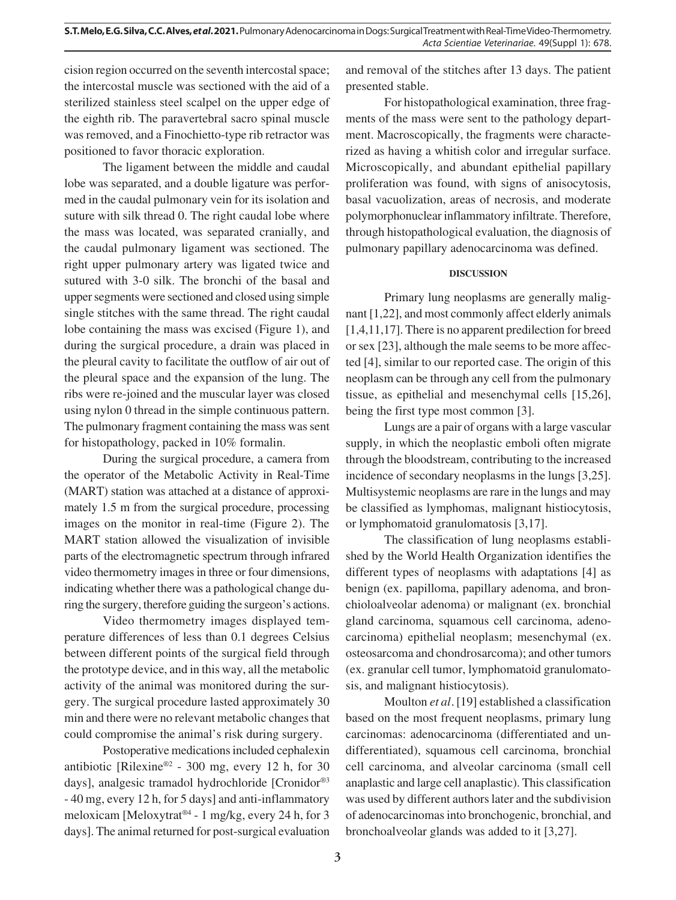cision region occurred on the seventh intercostal space; the intercostal muscle was sectioned with the aid of a sterilized stainless steel scalpel on the upper edge of the eighth rib. The paravertebral sacro spinal muscle was removed, and a Finochietto-type rib retractor was positioned to favor thoracic exploration.

The ligament between the middle and caudal lobe was separated, and a double ligature was performed in the caudal pulmonary vein for its isolation and suture with silk thread 0. The right caudal lobe where the mass was located, was separated cranially, and the caudal pulmonary ligament was sectioned. The right upper pulmonary artery was ligated twice and sutured with 3-0 silk. The bronchi of the basal and upper segments were sectioned and closed using simple single stitches with the same thread. The right caudal lobe containing the mass was excised (Figure 1), and during the surgical procedure, a drain was placed in the pleural cavity to facilitate the outflow of air out of the pleural space and the expansion of the lung. The ribs were re-joined and the muscular layer was closed using nylon 0 thread in the simple continuous pattern. The pulmonary fragment containing the mass was sent for histopathology, packed in 10% formalin.

During the surgical procedure, a camera from the operator of the Metabolic Activity in Real-Time (MART) station was attached at a distance of approximately 1.5 m from the surgical procedure, processing images on the monitor in real-time (Figure 2). The MART station allowed the visualization of invisible parts of the electromagnetic spectrum through infrared video thermometry images in three or four dimensions, indicating whether there was a pathological change during the surgery, therefore guiding the surgeon's actions.

Video thermometry images displayed temperature differences of less than 0.1 degrees Celsius between different points of the surgical field through the prototype device, and in this way, all the metabolic activity of the animal was monitored during the surgery. The surgical procedure lasted approximately 30 min and there were no relevant metabolic changes that could compromise the animal's risk during surgery.

Postoperative medications included cephalexin antibiotic [Rilexine®[2] - 300 mg, every 12 h, for 30 days], analgesic tramadol hydrochloride [Cronidor®[3] - 40 mg, every 12 h, for 5 days] and anti-inflammatory meloxicam [Meloxytrat®[4] - 1 mg/kg, every 24 h, for 3 days]. The animal returned for post-surgical evaluation and removal of the stitches after 13 days. The patient presented stable.

For histopathological examination, three fragments of the mass were sent to the pathology department. Macroscopically, the fragments were characterized as having a whitish color and irregular surface. Microscopically, and abundant epithelial papillary proliferation was found, with signs of anisocytosis, basal vacuolization, areas of necrosis, and moderate polymorphonuclear inflammatory infiltrate. Therefore, through histopathological evaluation, the diagnosis of pulmonary papillary adenocarcinoma was defined.

## DISCUSSION

Primary lung neoplasms are generally malignant [1,22], and most commonly affect elderly animals [1,4,11,17]. There is no apparent predilection for breed or sex [23], although the male seems to be more affected [4], similar to our reported case. The origin of this neoplasm can be through any cell from the pulmonary tissue, as epithelial and mesenchymal cells [15,26], being the first type most common [3].

Lungs are a pair of organs with a large vascular supply, in which the neoplastic emboli often migrate through the bloodstream, contributing to the increased incidence of secondary neoplasms in the lungs [3,25]. Multisystemic neoplasms are rare in the lungs and may be classified as lymphomas, malignant histiocytosis, or lymphomatoid granulomatosis [3,17].

The classification of lung neoplasms established by the World Health Organization identifies the different types of neoplasms with adaptations [4] as benign (ex. papilloma, papillary adenoma, and bronchioloalveolar adenoma) or malignant (ex. bronchial gland carcinoma, squamous cell carcinoma, adenocarcinoma) epithelial neoplasm; mesenchymal (ex. osteosarcoma and chondrosarcoma); and other tumors (ex. granular cell tumor, lymphomatoid granulomatosis, and malignant histiocytosis).

Moulton *et al*. [19] established a classification based on the most frequent neoplasms, primary lung carcinomas: adenocarcinoma (differentiated and undifferentiated), squamous cell carcinoma, bronchial cell carcinoma, and alveolar carcinoma (small cell anaplastic and large cell anaplastic). This classification was used by different authors later and the subdivision of adenocarcinomas into bronchogenic, bronchial, and bronchoalveolar glands was added to it [3,27].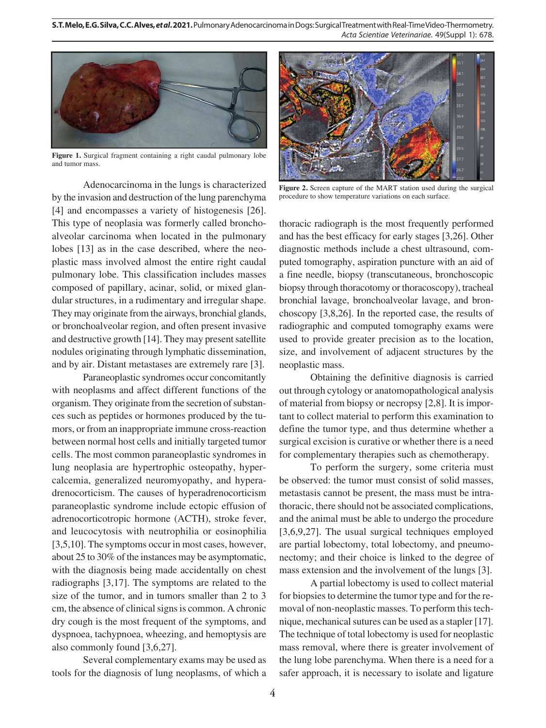Figure 1. Surgical fragment containing a right caudal pulmonary lobe and tumor mass.

Adenocarcinoma in the lungs is characterized by the invasion and destruction of the lung parenchyma [4] and encompasses a variety of histogenesis [26]. This type of neoplasia was formerly called bronchoalveolar carcinoma when located in the pulmonary lobes [13] as in the case described, where the neoplastic mass involved almost the entire right caudal pulmonary lobe. This classification includes masses composed of papillary, acinar, solid, or mixed glandular structures, in a rudimentary and irregular shape. They may originate from the airways, bronchial glands, or bronchoalveolar region, and often present invasive and destructive growth [14]. They may present satellite nodules originating through lymphatic dissemination, and by air. Distant metastases are extremely rare [3].

Paraneoplastic syndromes occur concomitantly with neoplasms and affect different functions of the organism. They originate from the secretion of substances such as peptides or hormones produced by the tumors, or from an inappropriate immune cross-reaction between normal host cells and initially targeted tumor cells. The most common paraneoplastic syndromes in lung neoplasia are hypertrophic osteopathy, hypercalcemia, generalized neuromyopathy, and hyperadrenocorticism. The causes of hyperadrenocorticism paraneoplastic syndrome include ectopic effusion of adrenocorticotropic hormone (ACTH), stroke fever, and leucocytosis with neutrophilia or eosinophilia [3,5,10]. The symptoms occur in most cases, however, about 25 to 30% of the instances may be asymptomatic, with the diagnosis being made accidentally on chest radiographs [3,17]. The symptoms are related to the size of the tumor, and in tumors smaller than 2 to 3 cm, the absence of clinical signs is common. A chronic dry cough is the most frequent of the symptoms, and dyspnoea, tachypnoea, wheezing, and hemoptysis are also commonly found [3,6,27].

Several complementary exams may be used as tools for the diagnosis of lung neoplasms, of which a thoracic radiograph is the most frequently performed and has the best efficacy for early stages [3,26]. Other diagnostic methods include a chest ultrasound, computed tomography, aspiration puncture with an aid of a fine needle, biopsy (transcutaneous, bronchoscopic biopsy through thoracotomy or thoracoscopy), tracheal bronchial lavage, bronchoalveolar lavage, and bronchoscopy [3,8,26]. In the reported case, the results of radiographic and computed tomography exams were used to provide greater precision as to the location, size, and involvement of adjacent structures by the neoplastic mass.

Figure 2. Screen capture of the MART station used during the surgical procedure to show temperature variations on each surface.

Obtaining the definitive diagnosis is carried out through cytology or anatomopathological analysis of material from biopsy or necropsy [2,8]. It is important to collect material to perform this examination to define the tumor type, and thus determine whether a surgical excision is curative or whether there is a need for complementary therapies such as chemotherapy.

To perform the surgery, some criteria must be observed: the tumor must consist of solid masses, metastasis cannot be present, the mass must be intrathoracic, there should not be associated complications, and the animal must be able to undergo the procedure [3,6,9,27]. The usual surgical techniques employed are partial lobectomy, total lobectomy, and pneumonectomy; and their choice is linked to the degree of mass extension and the involvement of the lungs [3].

A partial lobectomy is used to collect material for biopsies to determine the tumor type and for the removal of non-neoplastic masses. To perform this technique, mechanical sutures can be used as a stapler [17]. The technique of total lobectomy is used for neoplastic mass removal, where there is greater involvement of the lung lobe parenchyma. When there is a need for a safer approach, it is necessary to isolate and ligature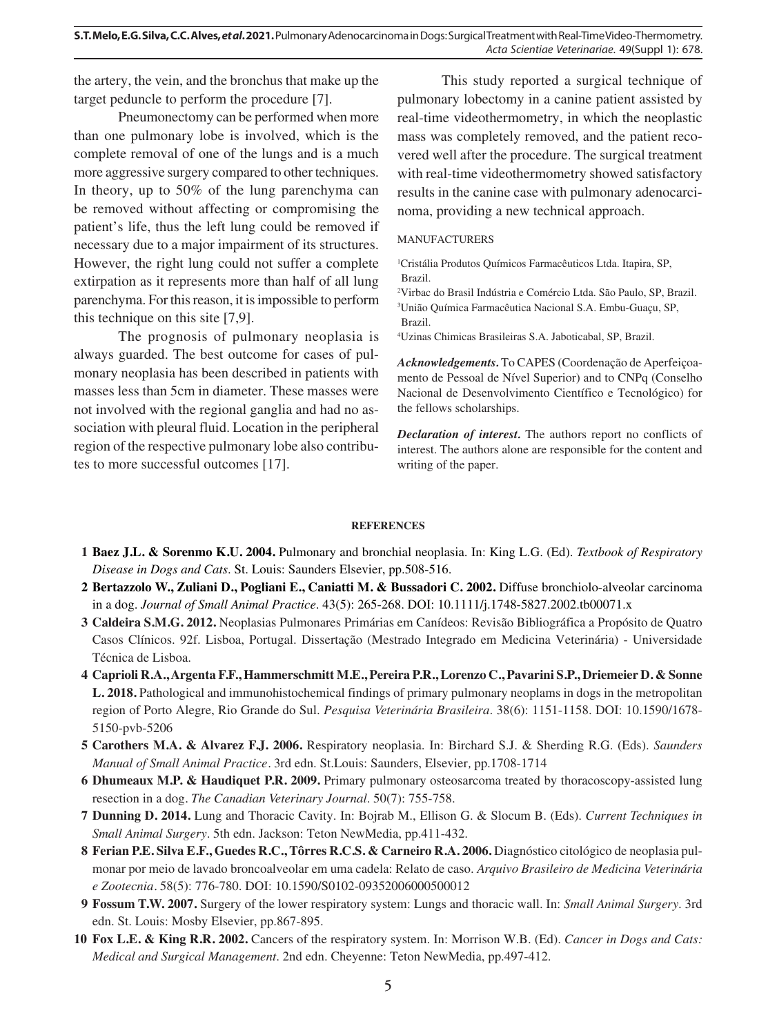the artery, the vein, and the bronchus that make up the target peduncle to perform the procedure [7].

Pneumonectomy can be performed when more than one pulmonary lobe is involved, which is the complete removal of one of the lungs and is a much more aggressive surgery compared to other techniques. In theory, up to 50% of the lung parenchyma can be removed without affecting or compromising the patient's life, thus the left lung could be removed if necessary due to a major impairment of its structures. However, the right lung could not suffer a complete extirpation as it represents more than half of all lung parenchyma. For this reason, it is impossible to perform this technique on this site [7,9].

The prognosis of pulmonary neoplasia is always guarded. The best outcome for cases of pulmonary neoplasia has been described in patients with masses less than 5cm in diameter. These masses were not involved with the regional ganglia and had no association with pleural fluid. Location in the peripheral region of the respective pulmonary lobe also contributes to more successful outcomes [17].

This study reported a surgical technique of pulmonary lobectomy in a canine patient assisted by real-time videothermometry, in which the neoplastic mass was completely removed, and the patient recovered well after the procedure. The surgical treatment with real-time videothermometry showed satisfactory results in the canine case with pulmonary adenocarcinoma, providing a new technical approach.

MANUFACTURERS

[1]Cristália Produtos Químicos Farmacêuticos Ltda. Itapira, SP, Brazil.
[2]Virbac do Brasil Indústria e Comércio Ltda. São Paulo, SP, Brazil.
[3]União Química Farmacêutica Nacional S.A. Embu-Guaçu, SP, Brazil.
[4]Uzinas Chimicas Brasileiras S.A. Jaboticabal, SP, Brazil.

***Acknowledgements*.** To CAPES (Coordenação de Aperfeiçoamento de Pessoal de Nível Superior) and to CNPq (Conselho Nacional de Desenvolvimento Científico e Tecnológico) for the fellows scholarships.

***Declaration of interest*.** The authors report no conflicts of interest. The authors alone are responsible for the content and writing of the paper.

## REFERENCES

1 **Baez J.L. & Sorenmo K.U. 2004.** Pulmonary and bronchial neoplasia. In: King L.G. (Ed). *Textbook of Respiratory Disease in Dogs and Cats*. St. Louis: Saunders Elsevier, pp.508-516.

2 **Bertazzolo W., Zuliani D., Pogliani E., Caniatti M. & Bussadori C. 2002.** Diffuse bronchiolo-alveolar carcinoma in a dog. *Journal of Small Animal Practice*. 43(5): 265-268. DOI: 10.1111/j.1748-5827.2002.tb00071.x

3 **Caldeira S.M.G. 2012.** Neoplasias Pulmonares Primárias em Canídeos: Revisão Bibliográfica a Propósito de Quatro Casos Clínicos. 92f. Lisboa, Portugal. Dissertação (Mestrado Integrado em Medicina Veterinária) - Universidade Técnica de Lisboa.

4 **Caprioli R.A., Argenta F.F., Hammerschmitt M.E., Pereira P.R., Lorenzo C., Pavarini S.P., Driemeier D. & Sonne L. 2018.** Pathological and immunohistochemical findings of primary pulmonary neoplams in dogs in the metropolitan region of Porto Alegre, Rio Grande do Sul. *Pesquisa Veterinária Brasileira*. 38(6): 1151-1158. DOI: 10.1590/1678-5150-pvb-5206

5 **Carothers M.A. & Alvarez F.J. 2006.** Respiratory neoplasia. In: Birchard S.J. & Sherding R.G. (Eds). *Saunders Manual of Small Animal Practice*. 3rd edn. St.Louis: Saunders, Elsevier, pp.1708-1714

6 **Dhumeaux M.P. & Haudiquet P.R. 2009.** Primary pulmonary osteosarcoma treated by thoracoscopy-assisted lung resection in a dog. *The Canadian Veterinary Journal*. 50(7): 755-758.

7 **Dunning D. 2014.** Lung and Thoracic Cavity. In: Bojrab M., Ellison G. & Slocum B. (Eds). *Current Techniques in Small Animal Surgery*. 5th edn. Jackson: Teton NewMedia, pp.411-432.

8 **Ferian P.E. Silva E.F., Guedes R.C., Tôrres R.C.S. & Carneiro R.A. 2006.** Diagnóstico citológico de neoplasia pulmonar por meio de lavado broncoalveolar em uma cadela: Relato de caso. *Arquivo Brasileiro de Medicina Veterinária e Zootecnia*. 58(5): 776-780. DOI: 10.1590/S0102-09352006000500012

9 **Fossum T.W. 2007.** Surgery of the lower respiratory system: Lungs and thoracic wall. In: *Small Animal Surgery*. 3rd edn. St. Louis: Mosby Elsevier, pp.867-895.

10 **Fox L.E. & King R.R. 2002.** Cancers of the respiratory system. In: Morrison W.B. (Ed). *Cancer in Dogs and Cats: Medical and Surgical Management*. 2nd edn. Cheyenne: Teton NewMedia, pp.497-412.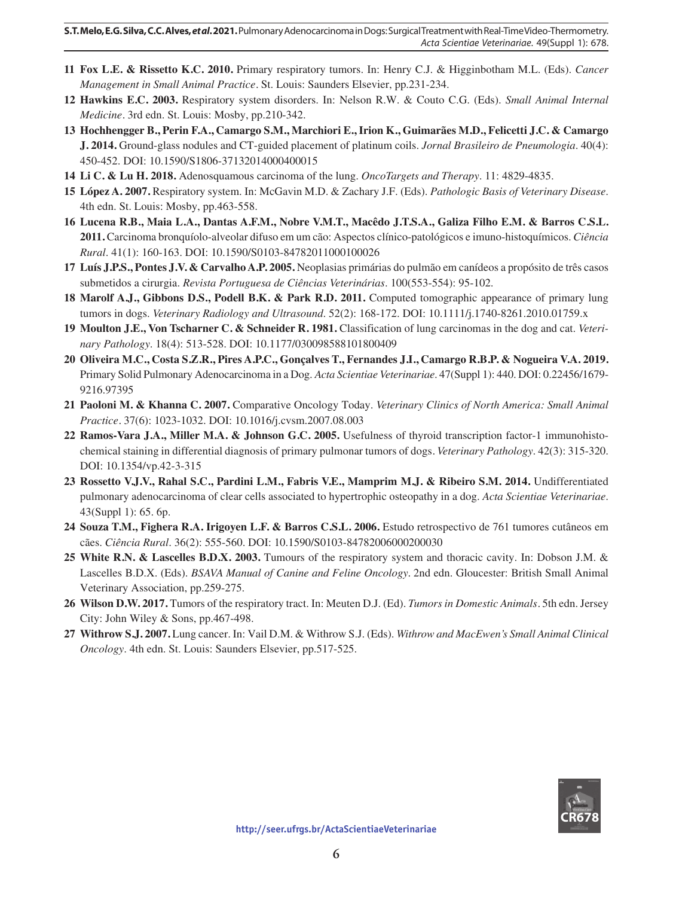11 **Fox L.E. & Rissetto K.C. 2010.** Primary respiratory tumors. In: Henry C.J. & Higginbotham M.L. (Eds). *Cancer Management in Small Animal Practice*. St. Louis: Saunders Elsevier, pp.231-234.

12 **Hawkins E.C. 2003.** Respiratory system disorders. In: Nelson R.W. & Couto C.G. (Eds). *Small Animal Internal Medicine*. 3rd edn. St. Louis: Mosby, pp.210-342.

13 **Hochhengger B., Perin F.A., Camargo S.M., Marchiori E., Irion K., Guimarães M.D., Felicetti J.C. & Camargo J. 2014.** Ground-glass nodules and CT-guided placement of platinum coils. *Jornal Brasileiro de Pneumologia*. 40(4): 450-452. DOI: 10.1590/S1806-37132014000400015

14 **Li C. & Lu H. 2018.** Adenosquamous carcinoma of the lung. *OncoTargets and Therapy*. 11: 4829-4835.

15 **López A. 2007.** Respiratory system. In: McGavin M.D. & Zachary J.F. (Eds). *Pathologic Basis of Veterinary Disease*. 4th edn. St. Louis: Mosby, pp.463-558.

16 **Lucena R.B., Maia L.A., Dantas A.F.M., Nobre V.M.T., Macêdo J.T.S.A., Galiza Filho E.M. & Barros C.S.L. 2011.** Carcinoma bronquíolo-alveolar difuso em um cão: Aspectos clínico-patológicos e imuno-histoquímicos. *Ciência Rural*. 41(1): 160-163. DOI: 10.1590/S0103-84782011000100026

17 **Luís J.P.S., Pontes J.V. & Carvalho A.P. 2005.** Neoplasias primárias do pulmão em canídeos a propósito de três casos submetidos a cirurgia. *Revista Portuguesa de Ciências Veterinárias*. 100(553-554): 95-102.

18 **Marolf A.J., Gibbons D.S., Podell B.K. & Park R.D. 2011.** Computed tomographic appearance of primary lung tumors in dogs. *Veterinary Radiology and Ultrasound*. 52(2): 168-172. DOI: 10.1111/j.1740-8261.2010.01759.x

19 **Moulton J.E., Von Tscharner C. & Schneider R. 1981.** Classification of lung carcinomas in the dog and cat. *Veterinary Pathology*. 18(4): 513-528. DOI: 10.1177/030098588101800409

20 **Oliveira M.C., Costa S.Z.R., Pires A.P.C., Gonçalves T., Fernandes J.I., Camargo R.B.P. & Nogueira V.A. 2019.** Primary Solid Pulmonary Adenocarcinoma in a Dog. *Acta Scientiae Veterinariae*. 47(Suppl 1): 440. DOI: 0.22456/1679-9216.97395

21 **Paoloni M. & Khanna C. 2007.** Comparative Oncology Today. *Veterinary Clinics of North America: Small Animal Practice*. 37(6): 1023-1032. DOI: 10.1016/j.cvsm.2007.08.003

22 **Ramos-Vara J.A., Miller M.A. & Johnson G.C. 2005.** Usefulness of thyroid transcription factor-1 immunohistochemical staining in differential diagnosis of primary pulmonar tumors of dogs. *Veterinary Pathology*. 42(3): 315-320. DOI: 10.1354/vp.42-3-315

23 **Rossetto V.J.V., Rahal S.C., Pardini L.M., Fabris V.E., Mamprim M.J. & Ribeiro S.M. 2014.** Undifferentiated pulmonary adenocarcinoma of clear cells associated to hypertrophic osteopathy in a dog. *Acta Scientiae Veterinariae*. 43(Suppl 1): 65. 6p.

24 **Souza T.M., Fighera R.A. Irigoyen L.F. & Barros C.S.L. 2006.** Estudo retrospectivo de 761 tumores cutâneos em cães. *Ciência Rural*. 36(2): 555-560. DOI: 10.1590/S0103-84782006000200030

25 **White R.N. & Lascelles B.D.X. 2003.** Tumours of the respiratory system and thoracic cavity. In: Dobson J.M. & Lascelles B.D.X. (Eds). *BSAVA Manual of Canine and Feline Oncology*. 2nd edn. Gloucester: British Small Animal Veterinary Association, pp.259-275.

26 **Wilson D.W. 2017.** Tumors of the respiratory tract. In: Meuten D.J. (Ed). *Tumors in Domestic Animals*. 5th edn. Jersey City: John Wiley & Sons, pp.467-498.

27 **Withrow S.J. 2007.** Lung cancer. In: Vail D.M. & Withrow S.J. (Eds). *Withrow and MacEwen's Small Animal Clinical Oncology*. 4th edn. St. Louis: Saunders Elsevier, pp.517-525.